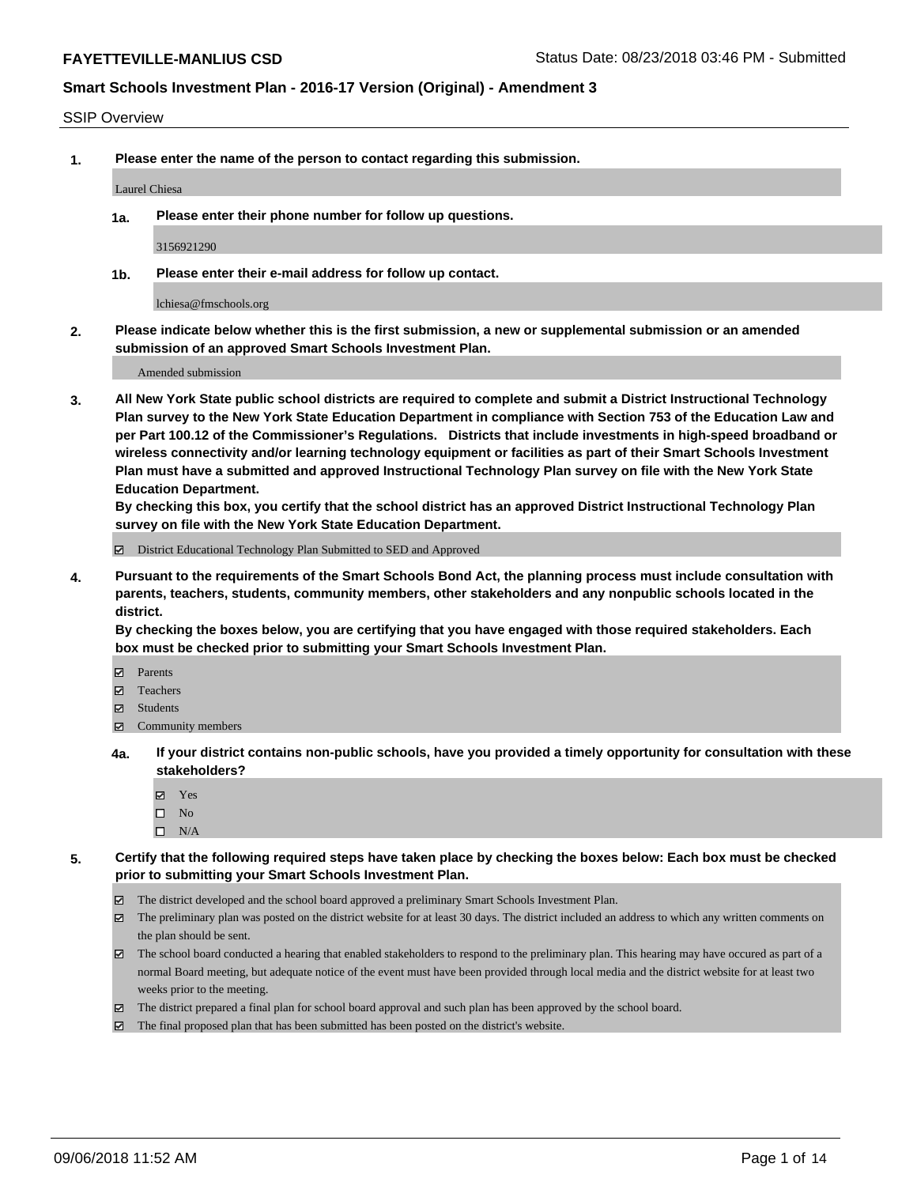**FAYETTEVILLE-MANLIUS CSD**

Status Date: 08/23/2018 03:46 PM - Submitted

## Smart Schools Investment Plan - 2016-17 Version (Original) - Amendment 3

SSIP Overview

**1. Please enter the name of the person to contact regarding this submission.**

Laurel Chiesa

**1a. Please enter their phone number for follow up questions.**

3156921290

**1b. Please enter their e-mail address for follow up contact.**

lchiesa@fmschools.org

**2. Please indicate below whether this is the first submission, a new or supplemental submission or an amended submission of an approved Smart Schools Investment Plan.**

Amended submission

**3. All New York State public school districts are required to complete and submit a District Instructional Technology Plan survey to the New York State Education Department in compliance with Section 753 of the Education Law and per Part 100.12 of the Commissioner's Regulations. Districts that include investments in high-speed broadband or wireless connectivity and/or learning technology equipment or facilities as part of their Smart Schools Investment Plan must have a submitted and approved Instructional Technology Plan survey on file with the New York State Education Department.**
**By checking this box, you certify that the school district has an approved District Instructional Technology Plan survey on file with the New York State Education Department.**

☑ District Educational Technology Plan Submitted to SED and Approved

**4. Pursuant to the requirements of the Smart Schools Bond Act, the planning process must include consultation with parents, teachers, students, community members, other stakeholders and any nonpublic schools located in the district.**
**By checking the boxes below, you are certifying that you have engaged with those required stakeholders. Each box must be checked prior to submitting your Smart Schools Investment Plan.**

☑ Parents
☑ Teachers
☑ Students
☑ Community members

**4a. If your district contains non-public schools, have you provided a timely opportunity for consultation with these stakeholders?**

☑ Yes
☐ No
☐ N/A

**5. Certify that the following required steps have taken place by checking the boxes below: Each box must be checked prior to submitting your Smart Schools Investment Plan.**

☑ The district developed and the school board approved a preliminary Smart Schools Investment Plan.
☑ The preliminary plan was posted on the district website for at least 30 days. The district included an address to which any written comments on the plan should be sent.
☑ The school board conducted a hearing that enabled stakeholders to respond to the preliminary plan. This hearing may have occured as part of a normal Board meeting, but adequate notice of the event must have been provided through local media and the district website for at least two weeks prior to the meeting.
☑ The district prepared a final plan for school board approval and such plan has been approved by the school board.
☑ The final proposed plan that has been submitted has been posted on the district's website.

09/06/2018 11:52 AM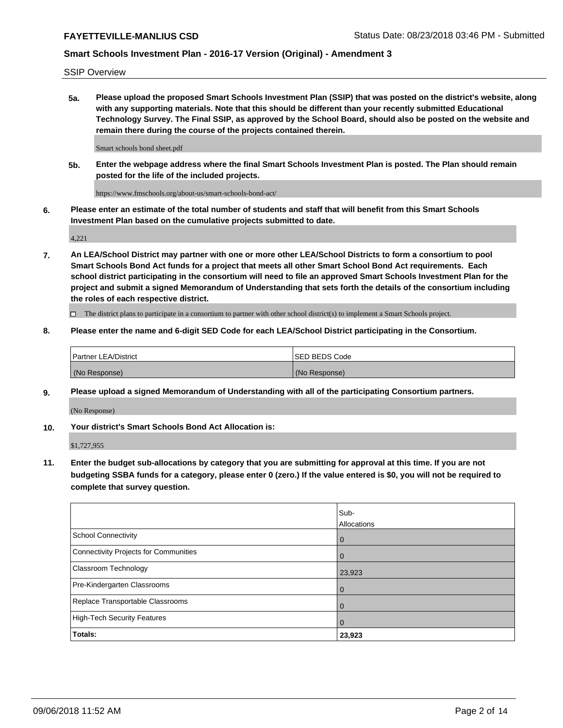SSIP Overview

**5a. Please upload the proposed Smart Schools Investment Plan (SSIP) that was posted on the district's website, along with any supporting materials. Note that this should be different than your recently submitted Educational Technology Survey. The Final SSIP, as approved by the School Board, should also be posted on the website and remain there during the course of the projects contained therein.**

Smart schools bond sheet.pdf

**5b. Enter the webpage address where the final Smart Schools Investment Plan is posted. The Plan should remain posted for the life of the included projects.**

https://www.fmschools.org/about-us/smart-schools-bond-act/

**6. Please enter an estimate of the total number of students and staff that will benefit from this Smart Schools Investment Plan based on the cumulative projects submitted to date.**

4,221

**7. An LEA/School District may partner with one or more other LEA/School Districts to form a consortium to pool Smart Schools Bond Act funds for a project that meets all other Smart School Bond Act requirements. Each school district participating in the consortium will need to file an approved Smart Schools Investment Plan for the project and submit a signed Memorandum of Understanding that sets forth the details of the consortium including the roles of each respective district.**

☐ The district plans to participate in a consortium to partner with other school district(s) to implement a Smart Schools project.

**8. Please enter the name and 6-digit SED Code for each LEA/School District participating in the Consortium.**

| Partner LEA/District | SED BEDS Code |
|---|---|
| (No Response) | (No Response) |

**9. Please upload a signed Memorandum of Understanding with all of the participating Consortium partners.**

(No Response)

**10. Your district's Smart Schools Bond Act Allocation is:**

$1,727,955

**11. Enter the budget sub-allocations by category that you are submitting for approval at this time. If you are not budgeting SSBA funds for a category, please enter 0 (zero.) If the value entered is $0, you will not be required to complete that survey question.**

| | Sub-Allocations |
|---|---|
| School Connectivity | 0 |
| Connectivity Projects for Communities | 0 |
| Classroom Technology | 23,923 |
| Pre-Kindergarten Classrooms | 0 |
| Replace Transportable Classrooms | 0 |
| High-Tech Security Features | 0 |
| **Totals:** | **23,923** |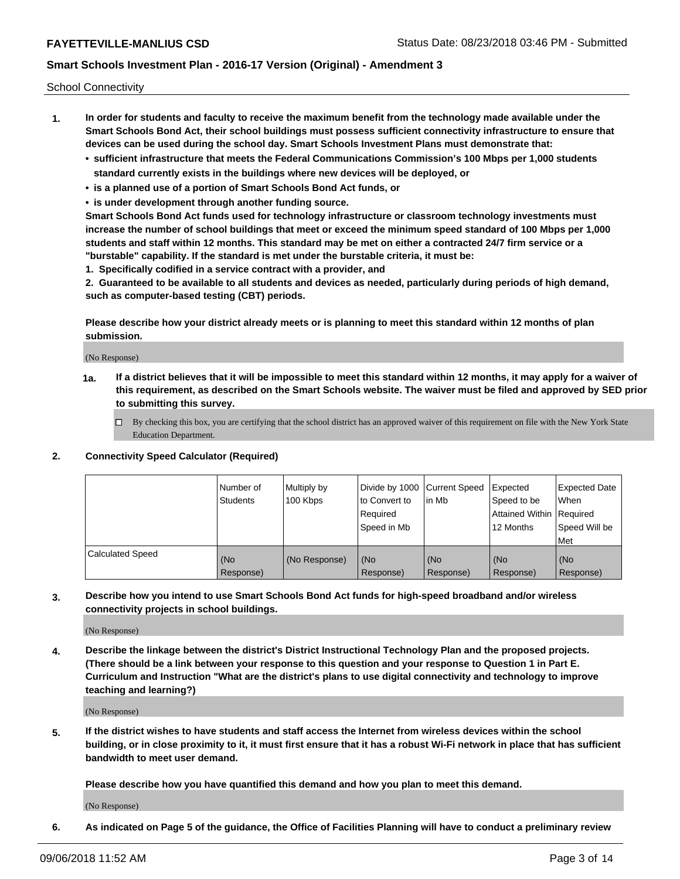School Connectivity

1. **In order for students and faculty to receive the maximum benefit from the technology made available under the Smart Schools Bond Act, their school buildings must possess sufficient connectivity infrastructure to ensure that devices can be used during the school day. Smart Schools Investment Plans must demonstrate that:**
   - **sufficient infrastructure that meets the Federal Communications Commission's 100 Mbps per 1,000 students standard currently exists in the buildings where new devices will be deployed, or**
   - **is a planned use of a portion of Smart Schools Bond Act funds, or**
   - **is under development through another funding source.**

   **Smart Schools Bond Act funds used for technology infrastructure or classroom technology investments must increase the number of school buildings that meet or exceed the minimum speed standard of 100 Mbps per 1,000 students and staff within 12 months. This standard may be met on either a contracted 24/7 firm service or a "burstable" capability. If the standard is met under the burstable criteria, it must be:**

   **1. Specifically codified in a service contract with a provider, and**

   **2. Guaranteed to be available to all students and devices as needed, particularly during periods of high demand, such as computer-based testing (CBT) periods.**

   **Please describe how your district already meets or is planning to meet this standard within 12 months of plan submission.**

   (No Response)

   **1a. If a district believes that it will be impossible to meet this standard within 12 months, it may apply for a waiver of this requirement, as described on the Smart Schools website. The waiver must be filed and approved by SED prior to submitting this survey.**

   ☐ By checking this box, you are certifying that the school district has an approved waiver of this requirement on file with the New York State Education Department.

2. **Connectivity Speed Calculator (Required)**

| | Number of Students | Multiply by 100 Kbps | Divide by 1000 to Convert to Required Speed in Mb | Current Speed in Mb | Expected Speed to be Attained Within 12 Months | Expected Date When Required Speed Will be Met |
|---|---|---|---|---|---|---|
| Calculated Speed | (No Response) | (No Response) | (No Response) | (No Response) | (No Response) | (No Response) |

3. **Describe how you intend to use Smart Schools Bond Act funds for high-speed broadband and/or wireless connectivity projects in school buildings.**

   (No Response)

4. **Describe the linkage between the district's District Instructional Technology Plan and the proposed projects. (There should be a link between your response to this question and your response to Question 1 in Part E. Curriculum and Instruction "What are the district's plans to use digital connectivity and technology to improve teaching and learning?)**

   (No Response)

5. **If the district wishes to have students and staff access the Internet from wireless devices within the school building, or in close proximity to it, it must first ensure that it has a robust Wi-Fi network in place that has sufficient bandwidth to meet user demand.**

   **Please describe how you have quantified this demand and how you plan to meet this demand.**

   (No Response)

6. **As indicated on Page 5 of the guidance, the Office of Facilities Planning will have to conduct a preliminary review**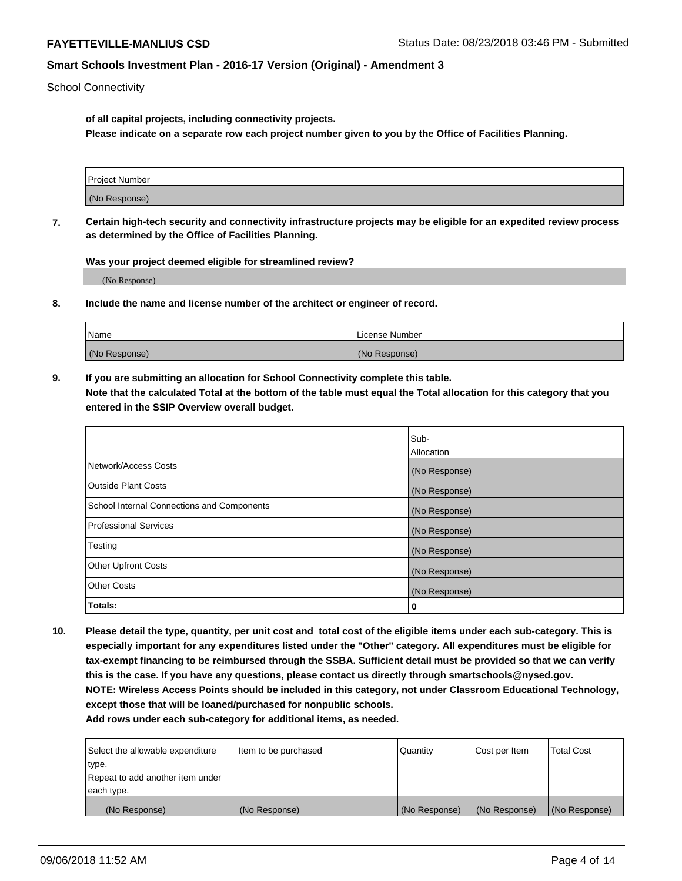School Connectivity

**of all capital projects, including connectivity projects.**
**Please indicate on a separate row each project number given to you by the Office of Facilities Planning.**

| Project Number |
| --- |
| (No Response) |

**7.** **Certain high-tech security and connectivity infrastructure projects may be eligible for an expedited review process as determined by the Office of Facilities Planning.**

**Was your project deemed eligible for streamlined review?**

(No Response)

**8.** **Include the name and license number of the architect or engineer of record.**

| Name | License Number |
| --- | --- |
| (No Response) | (No Response) |

**9.** **If you are submitting an allocation for School Connectivity complete this table.**
**Note that the calculated Total at the bottom of the table must equal the Total allocation for this category that you entered in the SSIP Overview overall budget.**

| | Sub-Allocation |
| --- | --- |
| Network/Access Costs | (No Response) |
| Outside Plant Costs | (No Response) |
| School Internal Connections and Components | (No Response) |
| Professional Services | (No Response) |
| Testing | (No Response) |
| Other Upfront Costs | (No Response) |
| Other Costs | (No Response) |
| **Totals:** | **0** |

**10.** **Please detail the type, quantity, per unit cost and total cost of the eligible items under each sub-category. This is especially important for any expenditures listed under the "Other" category. All expenditures must be eligible for tax-exempt financing to be reimbursed through the SSBA. Sufficient detail must be provided so that we can verify this is the case. If you have any questions, please contact us directly through smartschools@nysed.gov.**
**NOTE: Wireless Access Points should be included in this category, not under Classroom Educational Technology, except those that will be loaned/purchased for nonpublic schools.**
**Add rows under each sub-category for additional items, as needed.**

| Select the allowable expenditure type. Repeat to add another item under each type. | Item to be purchased | Quantity | Cost per Item | Total Cost |
| --- | --- | --- | --- | --- |
| (No Response) | (No Response) | (No Response) | (No Response) | (No Response) |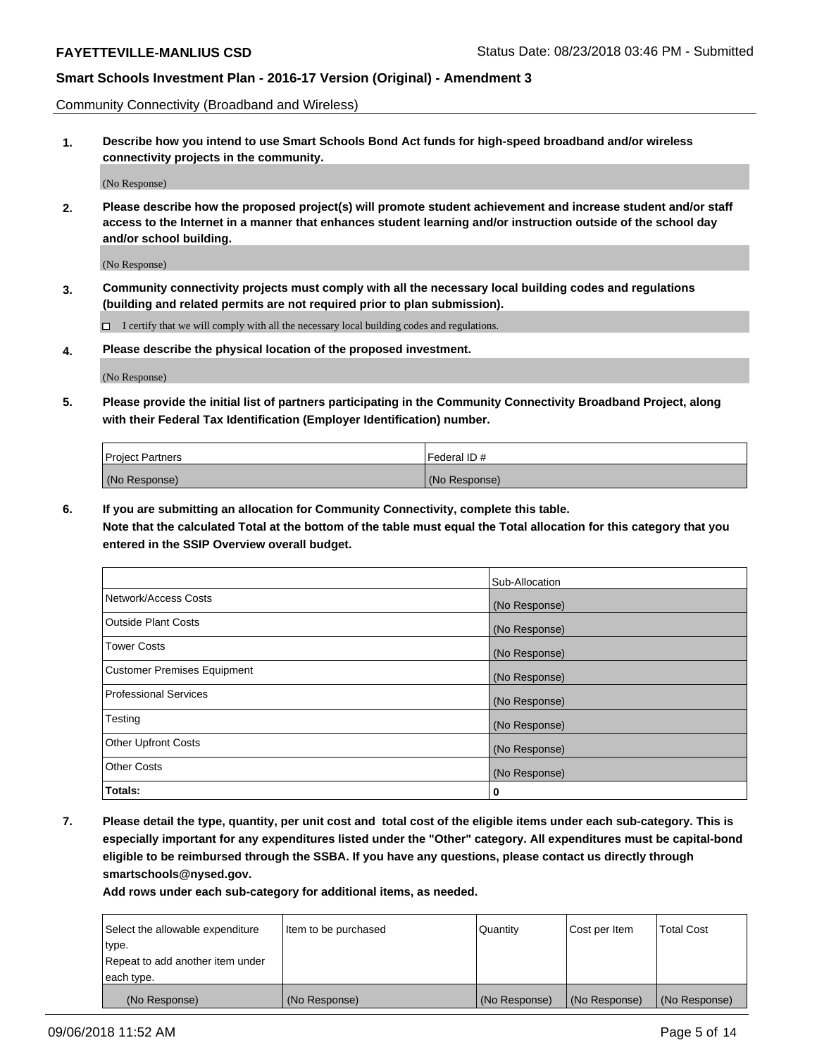Community Connectivity (Broadband and Wireless)

**1. Describe how you intend to use Smart Schools Bond Act funds for high-speed broadband and/or wireless connectivity projects in the community.**

(No Response)

**2. Please describe how the proposed project(s) will promote student achievement and increase student and/or staff access to the Internet in a manner that enhances student learning and/or instruction outside of the school day and/or school building.**

(No Response)

**3. Community connectivity projects must comply with all the necessary local building codes and regulations (building and related permits are not required prior to plan submission).**

☐ I certify that we will comply with all the necessary local building codes and regulations.

**4. Please describe the physical location of the proposed investment.**

(No Response)

**5. Please provide the initial list of partners participating in the Community Connectivity Broadband Project, along with their Federal Tax Identification (Employer Identification) number.**

| Project Partners | Federal ID # |
|---|---|
| (No Response) | (No Response) |

**6. If you are submitting an allocation for Community Connectivity, complete this table.**
**Note that the calculated Total at the bottom of the table must equal the Total allocation for this category that you entered in the SSIP Overview overall budget.**

| | Sub-Allocation |
|---|---|
| Network/Access Costs | (No Response) |
| Outside Plant Costs | (No Response) |
| Tower Costs | (No Response) |
| Customer Premises Equipment | (No Response) |
| Professional Services | (No Response) |
| Testing | (No Response) |
| Other Upfront Costs | (No Response) |
| Other Costs | (No Response) |
| **Totals:** | **0** |

**7. Please detail the type, quantity, per unit cost and total cost of the eligible items under each sub-category. This is especially important for any expenditures listed under the "Other" category. All expenditures must be capital-bond eligible to be reimbursed through the SSBA. If you have any questions, please contact us directly through smartschools@nysed.gov.**

**Add rows under each sub-category for additional items, as needed.**

| Select the allowable expenditure type. Repeat to add another item under each type. | Item to be purchased | Quantity | Cost per Item | Total Cost |
|---|---|---|---|---|
| (No Response) | (No Response) | (No Response) | (No Response) | (No Response) |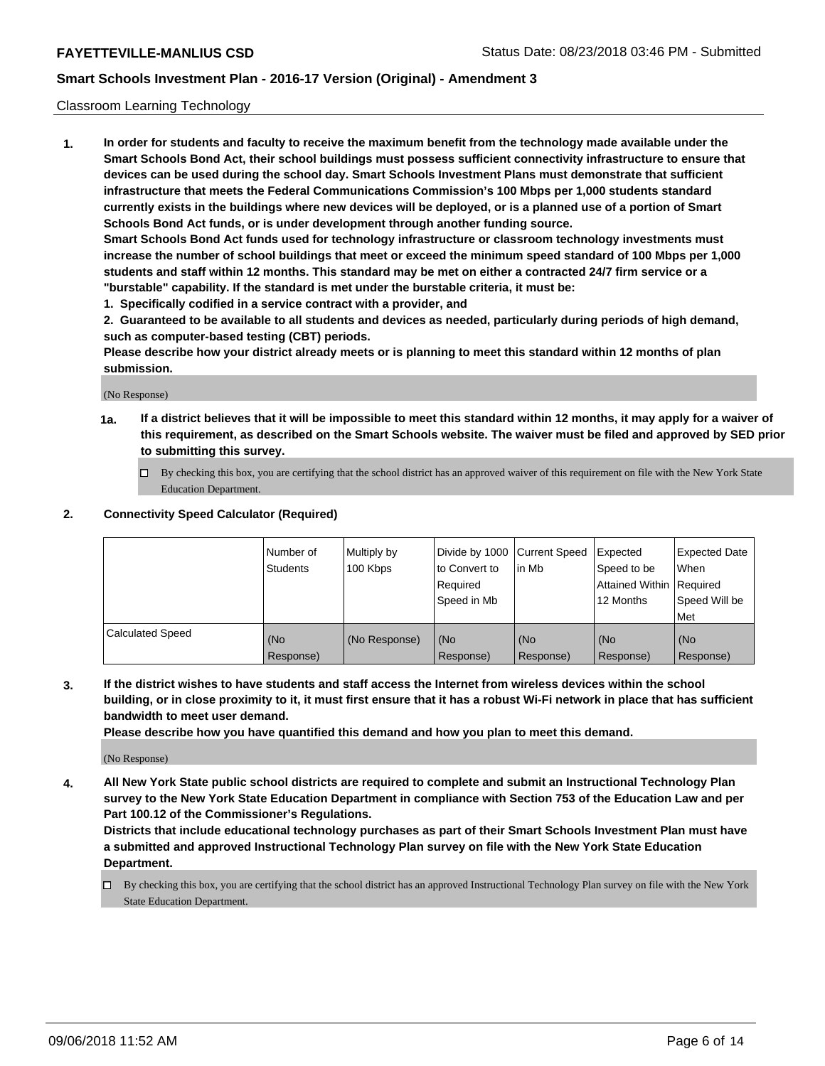Classroom Learning Technology

**1. In order for students and faculty to receive the maximum benefit from the technology made available under the Smart Schools Bond Act, their school buildings must possess sufficient connectivity infrastructure to ensure that devices can be used during the school day. Smart Schools Investment Plans must demonstrate that sufficient infrastructure that meets the Federal Communications Commission's 100 Mbps per 1,000 students standard currently exists in the buildings where new devices will be deployed, or is a planned use of a portion of Smart Schools Bond Act funds, or is under development through another funding source.**

**Smart Schools Bond Act funds used for technology infrastructure or classroom technology investments must increase the number of school buildings that meet or exceed the minimum speed standard of 100 Mbps per 1,000 students and staff within 12 months. This standard may be met on either a contracted 24/7 firm service or a "burstable" capability. If the standard is met under the burstable criteria, it must be:**

**1. Specifically codified in a service contract with a provider, and**

**2. Guaranteed to be available to all students and devices as needed, particularly during periods of high demand, such as computer-based testing (CBT) periods.**

**Please describe how your district already meets or is planning to meet this standard within 12 months of plan submission.**

(No Response)

**1a. If a district believes that it will be impossible to meet this standard within 12 months, it may apply for a waiver of this requirement, as described on the Smart Schools website. The waiver must be filed and approved by SED prior to submitting this survey.**

☐ By checking this box, you are certifying that the school district has an approved waiver of this requirement on file with the New York State Education Department.

**2. Connectivity Speed Calculator (Required)**

| | Number of Students | Multiply by 100 Kbps | Divide by 1000 to Convert to Required Speed in Mb | Current Speed in Mb | Expected Speed to be Attained Within 12 Months | Expected Date When Required Speed Will be Met |
|---|---|---|---|---|---|---|
| Calculated Speed | (No Response) | (No Response) | (No Response) | (No Response) | (No Response) | (No Response) |

**3. If the district wishes to have students and staff access the Internet from wireless devices within the school building, or in close proximity to it, it must first ensure that it has a robust Wi-Fi network in place that has sufficient bandwidth to meet user demand.**

**Please describe how you have quantified this demand and how you plan to meet this demand.**

(No Response)

**4. All New York State public school districts are required to complete and submit an Instructional Technology Plan survey to the New York State Education Department in compliance with Section 753 of the Education Law and per Part 100.12 of the Commissioner's Regulations.**

**Districts that include educational technology purchases as part of their Smart Schools Investment Plan must have a submitted and approved Instructional Technology Plan survey on file with the New York State Education Department.**

☐ By checking this box, you are certifying that the school district has an approved Instructional Technology Plan survey on file with the New York State Education Department.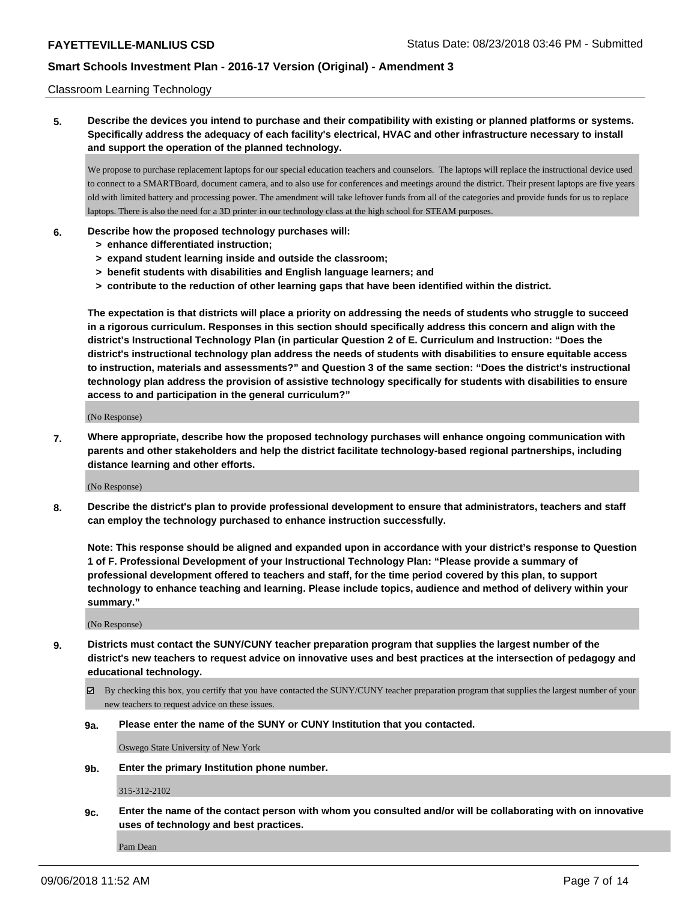Classroom Learning Technology

**5. Describe the devices you intend to purchase and their compatibility with existing or planned platforms or systems. Specifically address the adequacy of each facility's electrical, HVAC and other infrastructure necessary to install and support the operation of the planned technology.**

We propose to purchase replacement laptops for our special education teachers and counselors. The laptops will replace the instructional device used to connect to a SMARTBoard, document camera, and to also use for conferences and meetings around the district. Their present laptops are five years old with limited battery and processing power. The amendment will take leftover funds from all of the categories and provide funds for us to replace laptops. There is also the need for a 3D printer in our technology class at the high school for STEAM purposes.

**6. Describe how the proposed technology purchases will:**
- **> enhance differentiated instruction;**
- **> expand student learning inside and outside the classroom;**
- **> benefit students with disabilities and English language learners; and**
- **> contribute to the reduction of other learning gaps that have been identified within the district.**

**The expectation is that districts will place a priority on addressing the needs of students who struggle to succeed in a rigorous curriculum. Responses in this section should specifically address this concern and align with the district's Instructional Technology Plan (in particular Question 2 of E. Curriculum and Instruction: "Does the district's instructional technology plan address the needs of students with disabilities to ensure equitable access to instruction, materials and assessments?" and Question 3 of the same section: "Does the district's instructional technology plan address the provision of assistive technology specifically for students with disabilities to ensure access to and participation in the general curriculum?"**

(No Response)

**7. Where appropriate, describe how the proposed technology purchases will enhance ongoing communication with parents and other stakeholders and help the district facilitate technology-based regional partnerships, including distance learning and other efforts.**

(No Response)

**8. Describe the district's plan to provide professional development to ensure that administrators, teachers and staff can employ the technology purchased to enhance instruction successfully.**

**Note: This response should be aligned and expanded upon in accordance with your district's response to Question 1 of F. Professional Development of your Instructional Technology Plan: "Please provide a summary of professional development offered to teachers and staff, for the time period covered by this plan, to support technology to enhance teaching and learning. Please include topics, audience and method of delivery within your summary."**

(No Response)

**9. Districts must contact the SUNY/CUNY teacher preparation program that supplies the largest number of the district's new teachers to request advice on innovative uses and best practices at the intersection of pedagogy and educational technology.**

☑ By checking this box, you certify that you have contacted the SUNY/CUNY teacher preparation program that supplies the largest number of your new teachers to request advice on these issues.

**9a. Please enter the name of the SUNY or CUNY Institution that you contacted.**

Oswego State University of New York

**9b. Enter the primary Institution phone number.**

315-312-2102

**9c. Enter the name of the contact person with whom you consulted and/or will be collaborating with on innovative uses of technology and best practices.**

Pam Dean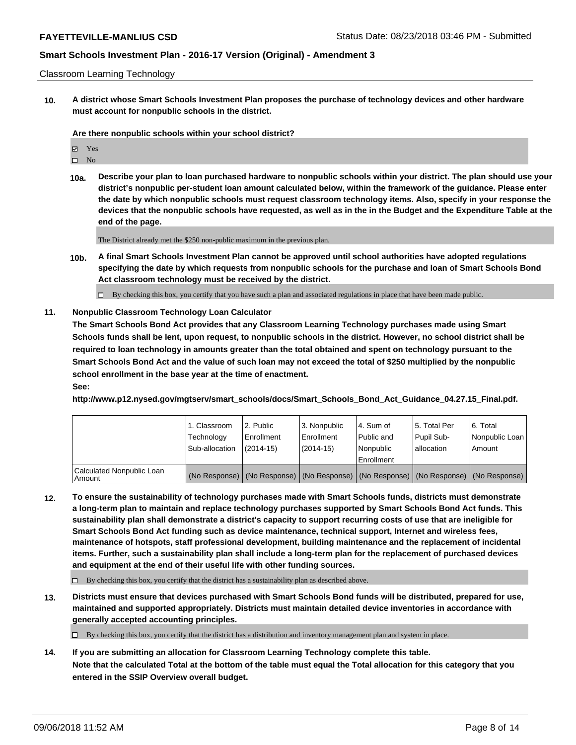Classroom Learning Technology

**10. A district whose Smart Schools Investment Plan proposes the purchase of technology devices and other hardware must account for nonpublic schools in the district.**

**Are there nonpublic schools within your school district?**

☑ Yes

☐ No

**10a. Describe your plan to loan purchased hardware to nonpublic schools within your district. The plan should use your district's nonpublic per-student loan amount calculated below, within the framework of the guidance. Please enter the date by which nonpublic schools must request classroom technology items. Also, specify in your response the devices that the nonpublic schools have requested, as well as in the in the Budget and the Expenditure Table at the end of the page.**

The District already met the $250 non-public maximum in the previous plan.

**10b. A final Smart Schools Investment Plan cannot be approved until school authorities have adopted regulations specifying the date by which requests from nonpublic schools for the purchase and loan of Smart Schools Bond Act classroom technology must be received by the district.**

☐ By checking this box, you certify that you have such a plan and associated regulations in place that have been made public.

**11. Nonpublic Classroom Technology Loan Calculator**

**The Smart Schools Bond Act provides that any Classroom Learning Technology purchases made using Smart Schools funds shall be lent, upon request, to nonpublic schools in the district. However, no school district shall be required to loan technology in amounts greater than the total obtained and spent on technology pursuant to the Smart Schools Bond Act and the value of such loan may not exceed the total of $250 multiplied by the nonpublic school enrollment in the base year at the time of enactment.**

**See:**

**http://www.p12.nysed.gov/mgtserv/smart_schools/docs/Smart_Schools_Bond_Act_Guidance_04.27.15_Final.pdf.**

| | 1. Classroom Technology Sub-allocation | 2. Public Enrollment (2014-15) | 3. Nonpublic Enrollment (2014-15) | 4. Sum of Public and Nonpublic Enrollment | 5. Total Per Pupil Sub-allocation | 6. Total Nonpublic Loan Amount |
|---|---|---|---|---|---|---|
| Calculated Nonpublic Loan Amount | (No Response) | (No Response) | (No Response) | (No Response) | (No Response) | (No Response) |

**12. To ensure the sustainability of technology purchases made with Smart Schools funds, districts must demonstrate a long-term plan to maintain and replace technology purchases supported by Smart Schools Bond Act funds. This sustainability plan shall demonstrate a district's capacity to support recurring costs of use that are ineligible for Smart Schools Bond Act funding such as device maintenance, technical support, Internet and wireless fees, maintenance of hotspots, staff professional development, building maintenance and the replacement of incidental items. Further, such a sustainability plan shall include a long-term plan for the replacement of purchased devices and equipment at the end of their useful life with other funding sources.**

☐ By checking this box, you certify that the district has a sustainability plan as described above.

**13. Districts must ensure that devices purchased with Smart Schools Bond funds will be distributed, prepared for use, maintained and supported appropriately. Districts must maintain detailed device inventories in accordance with generally accepted accounting principles.**

☐ By checking this box, you certify that the district has a distribution and inventory management plan and system in place.

**14. If you are submitting an allocation for Classroom Learning Technology complete this table. Note that the calculated Total at the bottom of the table must equal the Total allocation for this category that you entered in the SSIP Overview overall budget.**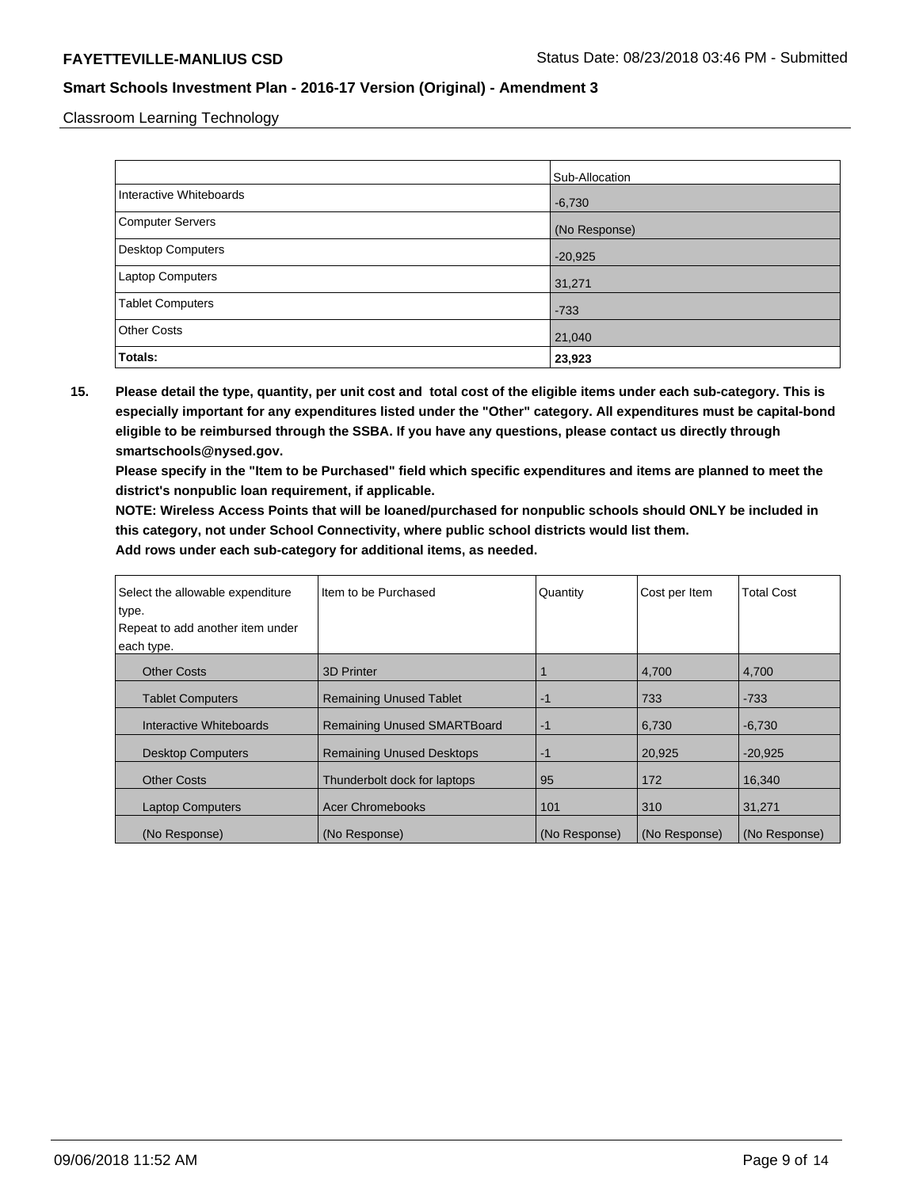Classroom Learning Technology

| | Sub-Allocation |
|---|---|
| Interactive Whiteboards | -6,730 |
| Computer Servers | (No Response) |
| Desktop Computers | -20,925 |
| Laptop Computers | 31,271 |
| Tablet Computers | -733 |
| Other Costs | 21,040 |
| **Totals:** | **23,923** |

**15. Please detail the type, quantity, per unit cost and total cost of the eligible items under each sub-category. This is especially important for any expenditures listed under the "Other" category. All expenditures must be capital-bond eligible to be reimbursed through the SSBA. If you have any questions, please contact us directly through smartschools@nysed.gov.**

**Please specify in the "Item to be Purchased" field which specific expenditures and items are planned to meet the district's nonpublic loan requirement, if applicable.**

**NOTE: Wireless Access Points that will be loaned/purchased for nonpublic schools should ONLY be included in this category, not under School Connectivity, where public school districts would list them.**

**Add rows under each sub-category for additional items, as needed.**

| Select the allowable expenditure type. Repeat to add another item under each type. | Item to be Purchased | Quantity | Cost per Item | Total Cost |
|---|---|---|---|---|
| Other Costs | 3D Printer | 1 | 4,700 | 4,700 |
| Tablet Computers | Remaining Unused Tablet | -1 | 733 | -733 |
| Interactive Whiteboards | Remaining Unused SMARTBoard | -1 | 6,730 | -6,730 |
| Desktop Computers | Remaining Unused Desktops | -1 | 20,925 | -20,925 |
| Other Costs | Thunderbolt dock for laptops | 95 | 172 | 16,340 |
| Laptop Computers | Acer Chromebooks | 101 | 310 | 31,271 |
| (No Response) | (No Response) | (No Response) | (No Response) | (No Response) |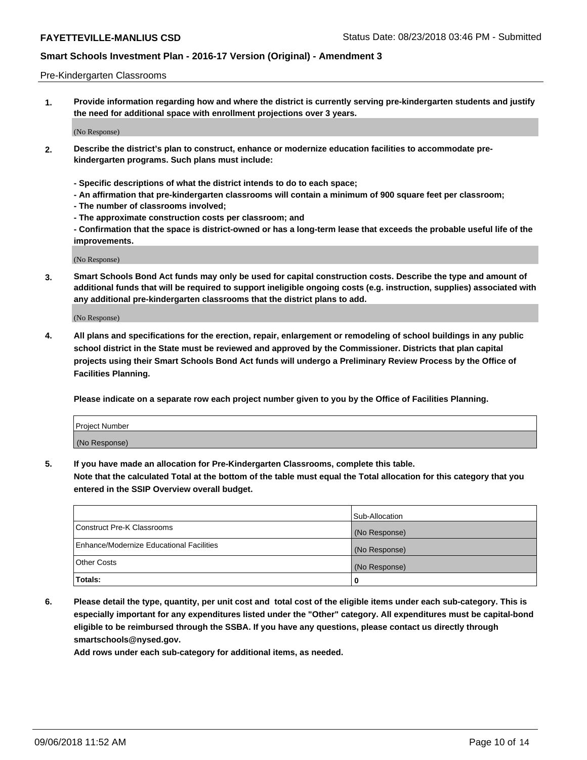Pre-Kindergarten Classrooms

1. **Provide information regarding how and where the district is currently serving pre-kindergarten students and justify the need for additional space with enrollment projections over 3 years.**

   (No Response)

2. **Describe the district's plan to construct, enhance or modernize education facilities to accommodate pre-kindergarten programs. Such plans must include:**

   **- Specific descriptions of what the district intends to do to each space;**
   **- An affirmation that pre-kindergarten classrooms will contain a minimum of 900 square feet per classroom;**
   **- The number of classrooms involved;**
   **- The approximate construction costs per classroom; and**
   **- Confirmation that the space is district-owned or has a long-term lease that exceeds the probable useful life of the improvements.**

   (No Response)

3. **Smart Schools Bond Act funds may only be used for capital construction costs. Describe the type and amount of additional funds that will be required to support ineligible ongoing costs (e.g. instruction, supplies) associated with any additional pre-kindergarten classrooms that the district plans to add.**

   (No Response)

4. **All plans and specifications for the erection, repair, enlargement or remodeling of school buildings in any public school district in the State must be reviewed and approved by the Commissioner. Districts that plan capital projects using their Smart Schools Bond Act funds will undergo a Preliminary Review Process by the Office of Facilities Planning.**

   **Please indicate on a separate row each project number given to you by the Office of Facilities Planning.**

| Project Number |
| --- |
| (No Response) |

5. **If you have made an allocation for Pre-Kindergarten Classrooms, complete this table.**
   **Note that the calculated Total at the bottom of the table must equal the Total allocation for this category that you entered in the SSIP Overview overall budget.**

| | Sub-Allocation |
| --- | --- |
| Construct Pre-K Classrooms | (No Response) |
| Enhance/Modernize Educational Facilities | (No Response) |
| Other Costs | (No Response) |
| **Totals:** | **0** |

6. **Please detail the type, quantity, per unit cost and total cost of the eligible items under each sub-category. This is especially important for any expenditures listed under the "Other" category. All expenditures must be capital-bond eligible to be reimbursed through the SSBA. If you have any questions, please contact us directly through smartschools@nysed.gov.**
   **Add rows under each sub-category for additional items, as needed.**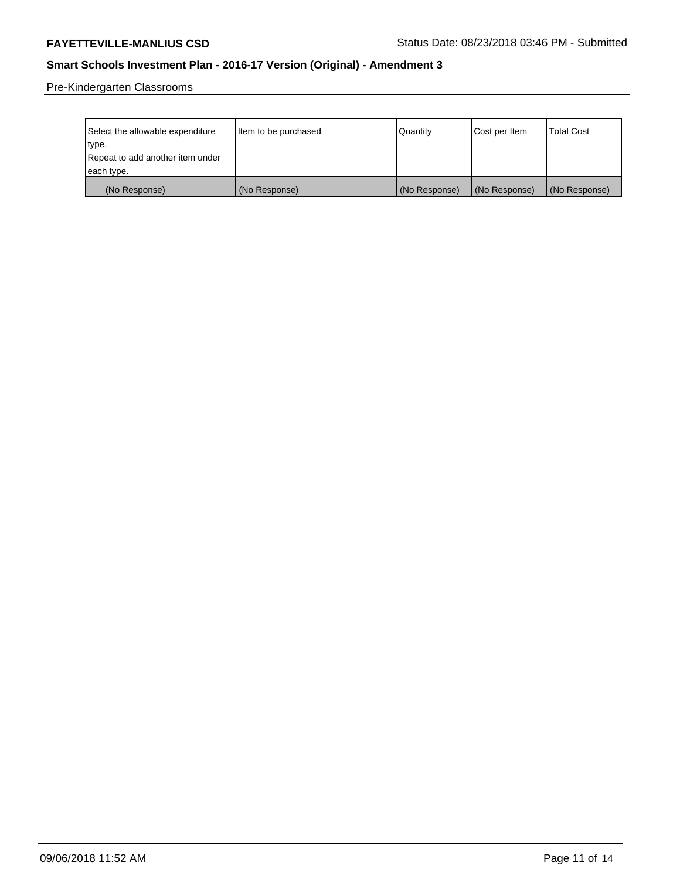Pre-Kindergarten Classrooms

| Select the allowable expenditure type. Repeat to add another item under each type. | Item to be purchased | Quantity | Cost per Item | Total Cost |
|---|---|---|---|---|
| (No Response) | (No Response) | (No Response) | (No Response) | (No Response) |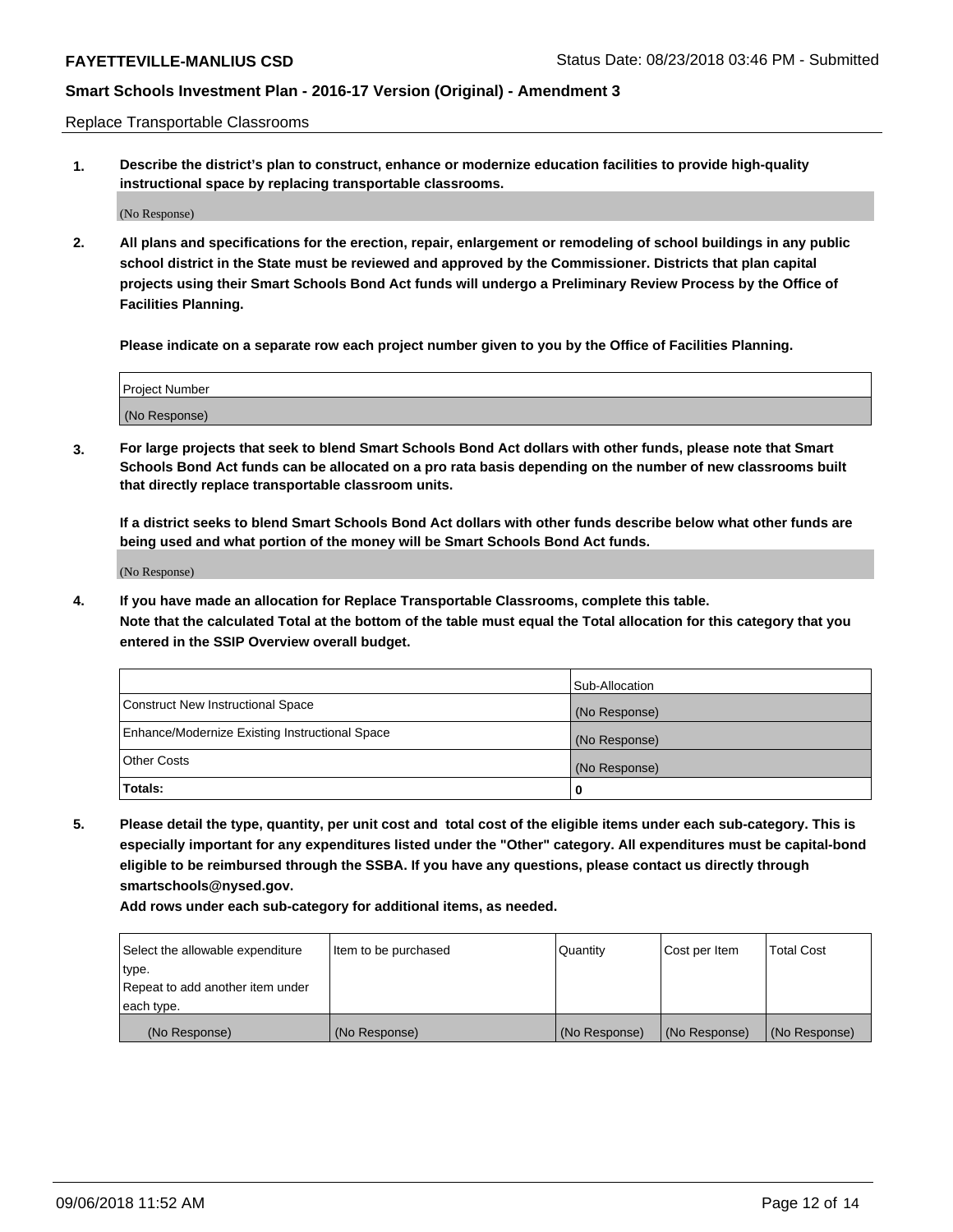Replace Transportable Classrooms

1. **Describe the district's plan to construct, enhance or modernize education facilities to provide high-quality instructional space by replacing transportable classrooms.**

(No Response)

2. **All plans and specifications for the erection, repair, enlargement or remodeling of school buildings in any public school district in the State must be reviewed and approved by the Commissioner. Districts that plan capital projects using their Smart Schools Bond Act funds will undergo a Preliminary Review Process by the Office of Facilities Planning.**

   **Please indicate on a separate row each project number given to you by the Office of Facilities Planning.**

| Project Number |
|---|
| (No Response) |

3. **For large projects that seek to blend Smart Schools Bond Act dollars with other funds, please note that Smart Schools Bond Act funds can be allocated on a pro rata basis depending on the number of new classrooms built that directly replace transportable classroom units.**

   **If a district seeks to blend Smart Schools Bond Act dollars with other funds describe below what other funds are being used and what portion of the money will be Smart Schools Bond Act funds.**

(No Response)

4. **If you have made an allocation for Replace Transportable Classrooms, complete this table.**
   **Note that the calculated Total at the bottom of the table must equal the Total allocation for this category that you entered in the SSIP Overview overall budget.**

| | Sub-Allocation |
|---|---|
| Construct New Instructional Space | (No Response) |
| Enhance/Modernize Existing Instructional Space | (No Response) |
| Other Costs | (No Response) |
| **Totals:** | **0** |

5. **Please detail the type, quantity, per unit cost and total cost of the eligible items under each sub-category. This is especially important for any expenditures listed under the "Other" category. All expenditures must be capital-bond eligible to be reimbursed through the SSBA. If you have any questions, please contact us directly through smartschools@nysed.gov.**

   **Add rows under each sub-category for additional items, as needed.**

| Select the allowable expenditure type. Repeat to add another item under each type. | Item to be purchased | Quantity | Cost per Item | Total Cost |
|---|---|---|---|---|
| (No Response) | (No Response) | (No Response) | (No Response) | (No Response) |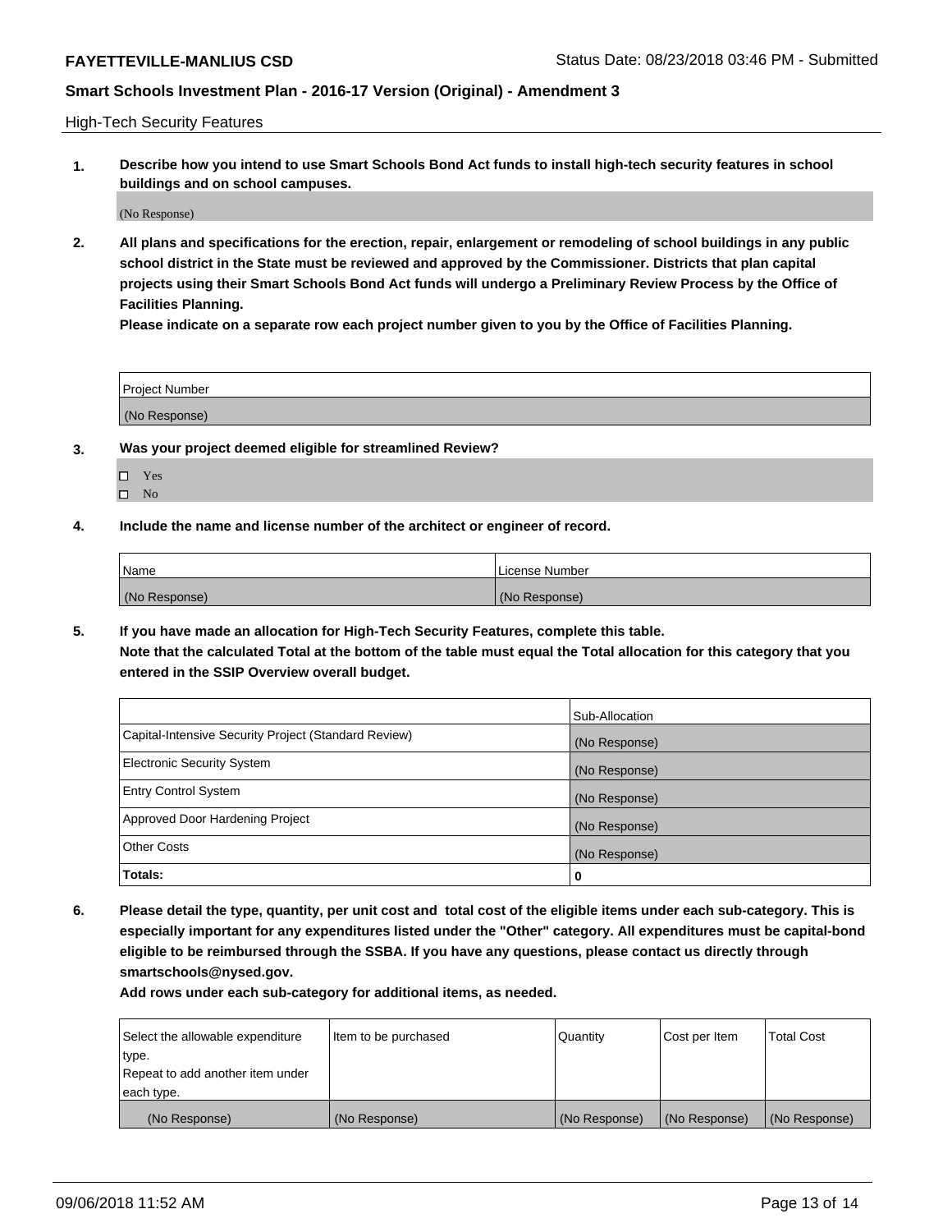High-Tech Security Features

**1. Describe how you intend to use Smart Schools Bond Act funds to install high-tech security features in school buildings and on school campuses.**

(No Response)

**2. All plans and specifications for the erection, repair, enlargement or remodeling of school buildings in any public school district in the State must be reviewed and approved by the Commissioner. Districts that plan capital projects using their Smart Schools Bond Act funds will undergo a Preliminary Review Process by the Office of Facilities Planning.**

**Please indicate on a separate row each project number given to you by the Office of Facilities Planning.**

| Project Number |
| --- |
| (No Response) |

**3. Was your project deemed eligible for streamlined Review?**

- ☐ Yes
- ☐ No

**4. Include the name and license number of the architect or engineer of record.**

| Name | License Number |
| --- | --- |
| (No Response) | (No Response) |

**5. If you have made an allocation for High-Tech Security Features, complete this table.**
**Note that the calculated Total at the bottom of the table must equal the Total allocation for this category that you entered in the SSIP Overview overall budget.**

| | Sub-Allocation |
| --- | --- |
| Capital-Intensive Security Project (Standard Review) | (No Response) |
| Electronic Security System | (No Response) |
| Entry Control System | (No Response) |
| Approved Door Hardening Project | (No Response) |
| Other Costs | (No Response) |
| **Totals:** | **0** |

**6. Please detail the type, quantity, per unit cost and total cost of the eligible items under each sub-category. This is especially important for any expenditures listed under the "Other" category. All expenditures must be capital-bond eligible to be reimbursed through the SSBA. If you have any questions, please contact us directly through smartschools@nysed.gov.**

**Add rows under each sub-category for additional items, as needed.**

| Select the allowable expenditure type. Repeat to add another item under each type. | Item to be purchased | Quantity | Cost per Item | Total Cost |
| --- | --- | --- | --- | --- |
| (No Response) | (No Response) | (No Response) | (No Response) | (No Response) |